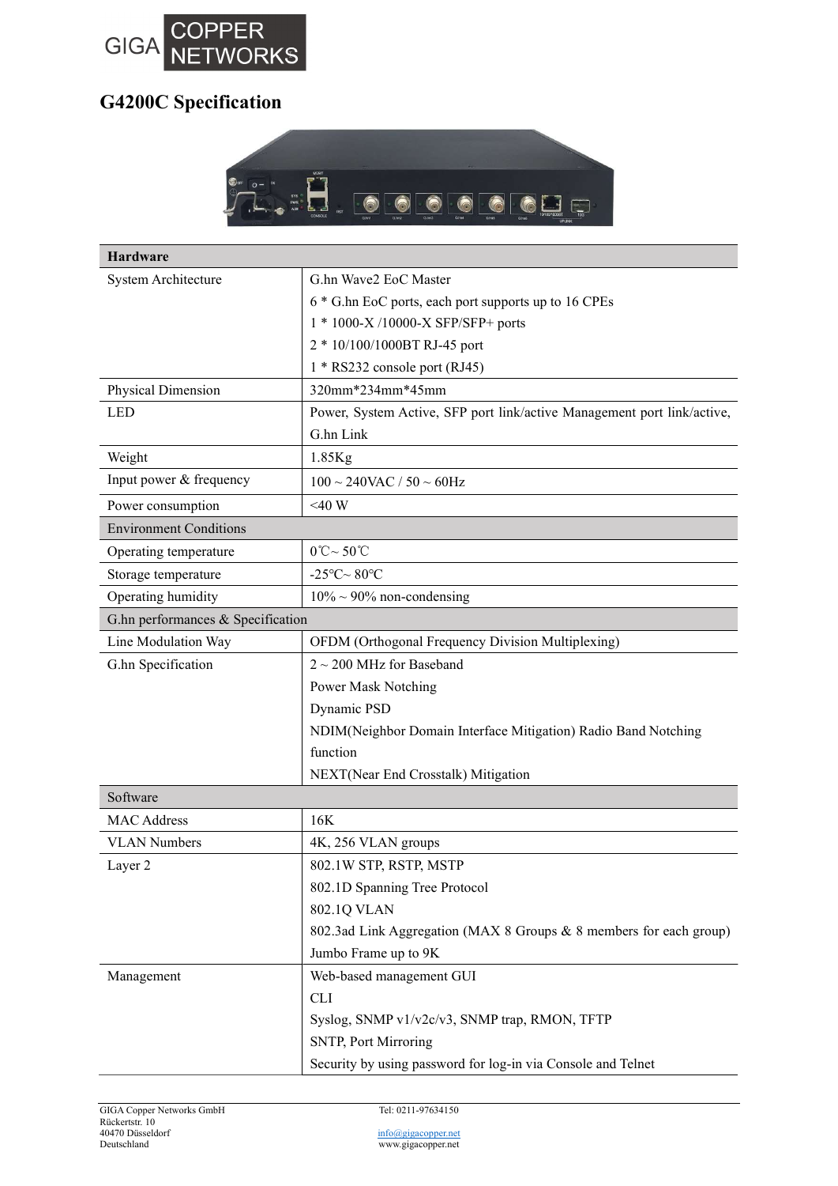# G4200C Specification

| Hardware | |
|---|---|
| System Architecture | G.hn Wave2 EoC Master<br>6 * G.hn EoC ports, each port supports up to 16 CPEs<br>1 * 1000-X /10000-X SFP/SFP+ ports<br>2 * 10/100/1000BT RJ-45 port<br>1 * RS232 console port (RJ45) |
| Physical Dimension | 320mm*234mm*45mm |
| LED | Power, System Active, SFP port link/active Management port link/active, G.hn Link |
| Weight | 1.85Kg |
| Input power & frequency | 100 ~ 240VAC / 50 ~ 60Hz |
| Power consumption | <40 W |
| **Environment Conditions** | |
| Operating temperature | 0℃~ 50℃ |
| Storage temperature | -25°C~ 80°C |
| Operating humidity | 10% ~ 90% non-condensing |
| **G.hn performances & Specification** | |
| Line Modulation Way | OFDM (Orthogonal Frequency Division Multiplexing) |
| G.hn Specification | 2 ~ 200 MHz for Baseband<br>Power Mask Notching<br>Dynamic PSD<br>NDIM(Neighbor Domain Interface Mitigation) Radio Band Notching function<br>NEXT(Near End Crosstalk) Mitigation |
| **Software** | |
| MAC Address | 16K |
| VLAN Numbers | 4K, 256 VLAN groups |
| Layer 2 | 802.1W STP, RSTP, MSTP<br>802.1D Spanning Tree Protocol<br>802.1Q VLAN<br>802.3ad Link Aggregation (MAX 8 Groups & 8 members for each group)<br>Jumbo Frame up to 9K |
| Management | Web-based management GUI<br>CLI<br>Syslog, SNMP v1/v2c/v3, SNMP trap, RMON, TFTP<br>SNTP, Port Mirroring<br>Security by using password for log-in via Console and Telnet |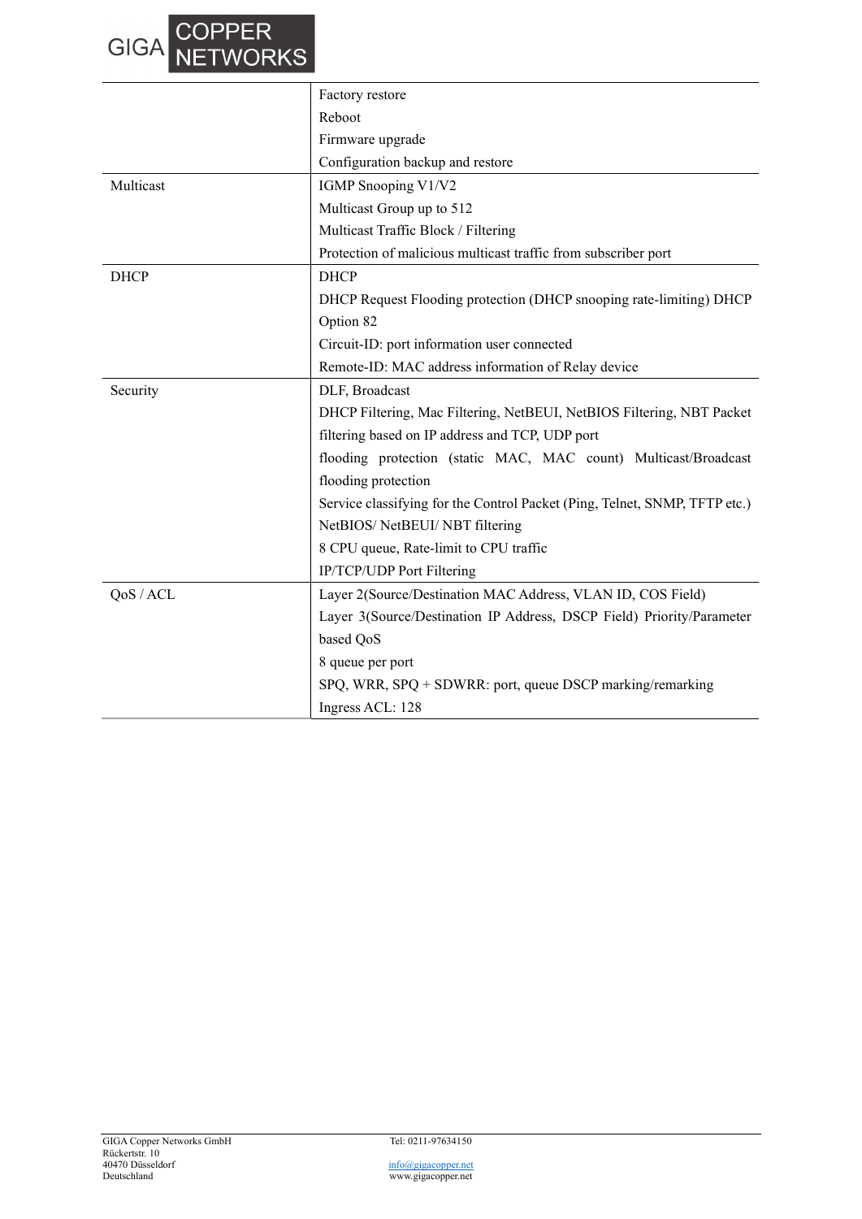| | |
|---|---|
| | Factory restore<br>Reboot<br>Firmware upgrade<br>Configuration backup and restore |
| Multicast | IGMP Snooping V1/V2<br>Multicast Group up to 512<br>Multicast Traffic Block / Filtering<br>Protection of malicious multicast traffic from subscriber port |
| DHCP | DHCP<br>DHCP Request Flooding protection (DHCP snooping rate-limiting) DHCP Option 82<br>Circuit-ID: port information user connected<br>Remote-ID: MAC address information of Relay device |
| Security | DLF, Broadcast<br>DHCP Filtering, Mac Filtering, NetBEUI, NetBIOS Filtering, NBT Packet filtering based on IP address and TCP, UDP port<br>flooding protection (static MAC, MAC count) Multicast/Broadcast flooding protection<br>Service classifying for the Control Packet (Ping, Telnet, SNMP, TFTP etc.)<br>NetBIOS/ NetBEUI/ NBT filtering<br>8 CPU queue, Rate-limit to CPU traffic<br>IP/TCP/UDP Port Filtering |
| QoS / ACL | Layer 2(Source/Destination MAC Address, VLAN ID, COS Field)<br>Layer 3(Source/Destination IP Address, DSCP Field) Priority/Parameter based QoS<br>8 queue per port<br>SPQ, WRR, SPQ + SDWRR: port, queue DSCP marking/remarking<br>Ingress ACL: 128 |